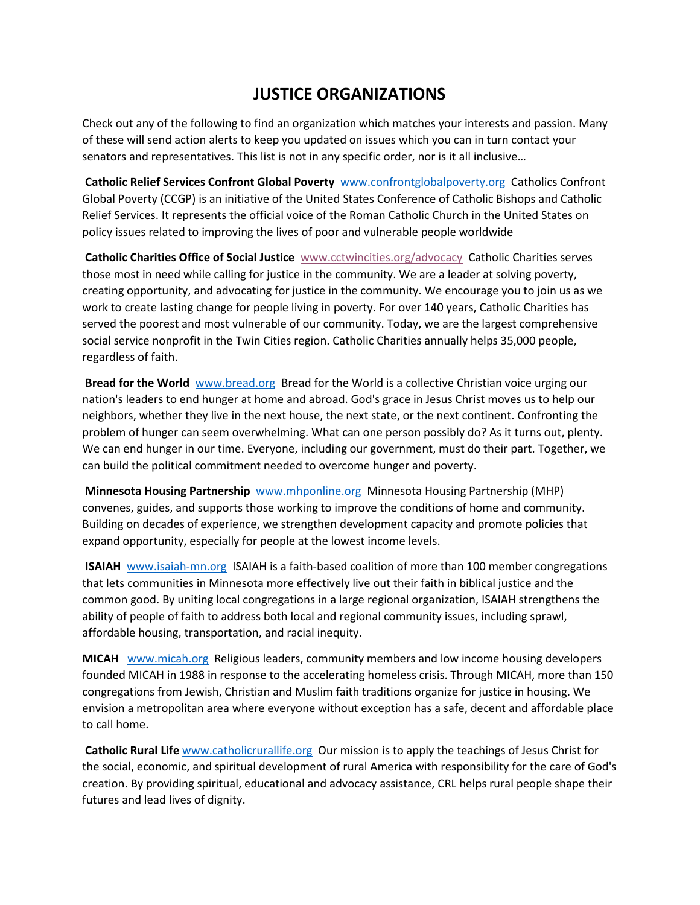# JUSTICE ORGANIZATIONS

Check out any of the following to find an organization which matches your interests and passion. Many of these will send action alerts to keep you updated on issues which you can in turn contact your senators and representatives. This list is not in any specific order, nor is it all inclusive…

**Catholic Relief Services Confront Global Poverty** www.confrontglobalpoverty.org Catholics Confront Global Poverty (CCGP) is an initiative of the United States Conference of Catholic Bishops and Catholic Relief Services. It represents the official voice of the Roman Catholic Church in the United States on policy issues related to improving the lives of poor and vulnerable people worldwide

**Catholic Charities Office of Social Justice** www.cctwincities.org/advocacy Catholic Charities serves those most in need while calling for justice in the community. We are a leader at solving poverty, creating opportunity, and advocating for justice in the community. We encourage you to join us as we work to create lasting change for people living in poverty. For over 140 years, Catholic Charities has served the poorest and most vulnerable of our community. Today, we are the largest comprehensive social service nonprofit in the Twin Cities region. Catholic Charities annually helps 35,000 people, regardless of faith.

**Bread for the World** www.bread.org Bread for the World is a collective Christian voice urging our nation's leaders to end hunger at home and abroad. God's grace in Jesus Christ moves us to help our neighbors, whether they live in the next house, the next state, or the next continent. Confronting the problem of hunger can seem overwhelming. What can one person possibly do? As it turns out, plenty. We can end hunger in our time. Everyone, including our government, must do their part. Together, we can build the political commitment needed to overcome hunger and poverty.

**Minnesota Housing Partnership** www.mhponline.org Minnesota Housing Partnership (MHP) convenes, guides, and supports those working to improve the conditions of home and community. Building on decades of experience, we strengthen development capacity and promote policies that expand opportunity, especially for people at the lowest income levels.

**ISAIAH** www.isaiah-mn.org ISAIAH is a faith-based coalition of more than 100 member congregations that lets communities in Minnesota more effectively live out their faith in biblical justice and the common good. By uniting local congregations in a large regional organization, ISAIAH strengthens the ability of people of faith to address both local and regional community issues, including sprawl, affordable housing, transportation, and racial inequity.

**MICAH** www.micah.org Religious leaders, community members and low income housing developers founded MICAH in 1988 in response to the accelerating homeless crisis. Through MICAH, more than 150 congregations from Jewish, Christian and Muslim faith traditions organize for justice in housing. We envision a metropolitan area where everyone without exception has a safe, decent and affordable place to call home.

**Catholic Rural Life** www.catholicrurallife.org Our mission is to apply the teachings of Jesus Christ for the social, economic, and spiritual development of rural America with responsibility for the care of God's creation. By providing spiritual, educational and advocacy assistance, CRL helps rural people shape their futures and lead lives of dignity.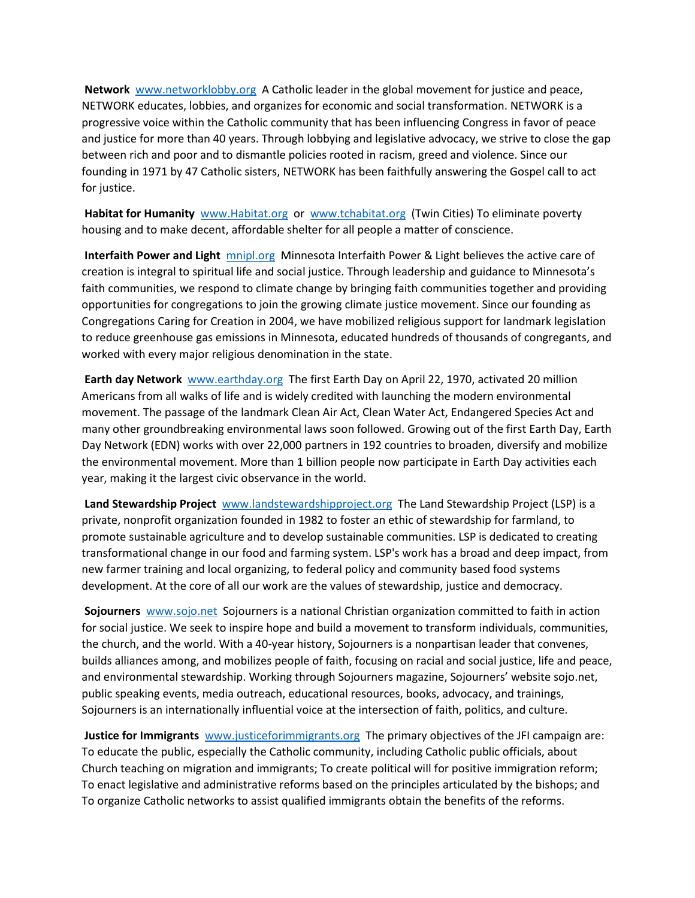**Network** [www.networklobby.org](http://www.networklobby.org) A Catholic leader in the global movement for justice and peace, NETWORK educates, lobbies, and organizes for economic and social transformation. NETWORK is a progressive voice within the Catholic community that has been influencing Congress in favor of peace and justice for more than 40 years. Through lobbying and legislative advocacy, we strive to close the gap between rich and poor and to dismantle policies rooted in racism, greed and violence. Since our founding in 1971 by 47 Catholic sisters, NETWORK has been faithfully answering the Gospel call to act for justice.

**Habitat for Humanity** [www.Habitat.org](http://www.Habitat.org) or [www.tchabitat.org](http://www.tchabitat.org) (Twin Cities) To eliminate poverty housing and to make decent, affordable shelter for all people a matter of conscience.

**Interfaith Power and Light** [mnipl.org](http://mnipl.org) Minnesota Interfaith Power & Light believes the active care of creation is integral to spiritual life and social justice. Through leadership and guidance to Minnesota's faith communities, we respond to climate change by bringing faith communities together and providing opportunities for congregations to join the growing climate justice movement. Since our founding as Congregations Caring for Creation in 2004, we have mobilized religious support for landmark legislation to reduce greenhouse gas emissions in Minnesota, educated hundreds of thousands of congregants, and worked with every major religious denomination in the state.

**Earth day Network** [www.earthday.org](http://www.earthday.org) The first Earth Day on April 22, 1970, activated 20 million Americans from all walks of life and is widely credited with launching the modern environmental movement. The passage of the landmark Clean Air Act, Clean Water Act, Endangered Species Act and many other groundbreaking environmental laws soon followed. Growing out of the first Earth Day, Earth Day Network (EDN) works with over 22,000 partners in 192 countries to broaden, diversify and mobilize the environmental movement. More than 1 billion people now participate in Earth Day activities each year, making it the largest civic observance in the world.

**Land Stewardship Project** [www.landstewardshipproject.org](http://www.landstewardshipproject.org) The Land Stewardship Project (LSP) is a private, nonprofit organization founded in 1982 to foster an ethic of stewardship for farmland, to promote sustainable agriculture and to develop sustainable communities. LSP is dedicated to creating transformational change in our food and farming system. LSP's work has a broad and deep impact, from new farmer training and local organizing, to federal policy and community based food systems development. At the core of all our work are the values of stewardship, justice and democracy.

**Sojourners** [www.sojo.net](http://www.sojo.net) Sojourners is a national Christian organization committed to faith in action for social justice. We seek to inspire hope and build a movement to transform individuals, communities, the church, and the world. With a 40-year history, Sojourners is a nonpartisan leader that convenes, builds alliances among, and mobilizes people of faith, focusing on racial and social justice, life and peace, and environmental stewardship. Working through Sojourners magazine, Sojourners' website sojo.net, public speaking events, media outreach, educational resources, books, advocacy, and trainings, Sojourners is an internationally influential voice at the intersection of faith, politics, and culture.

**Justice for Immigrants** [www.justiceforimmigrants.org](http://www.justiceforimmigrants.org) The primary objectives of the JFI campaign are: To educate the public, especially the Catholic community, including Catholic public officials, about Church teaching on migration and immigrants; To create political will for positive immigration reform; To enact legislative and administrative reforms based on the principles articulated by the bishops; and To organize Catholic networks to assist qualified immigrants obtain the benefits of the reforms.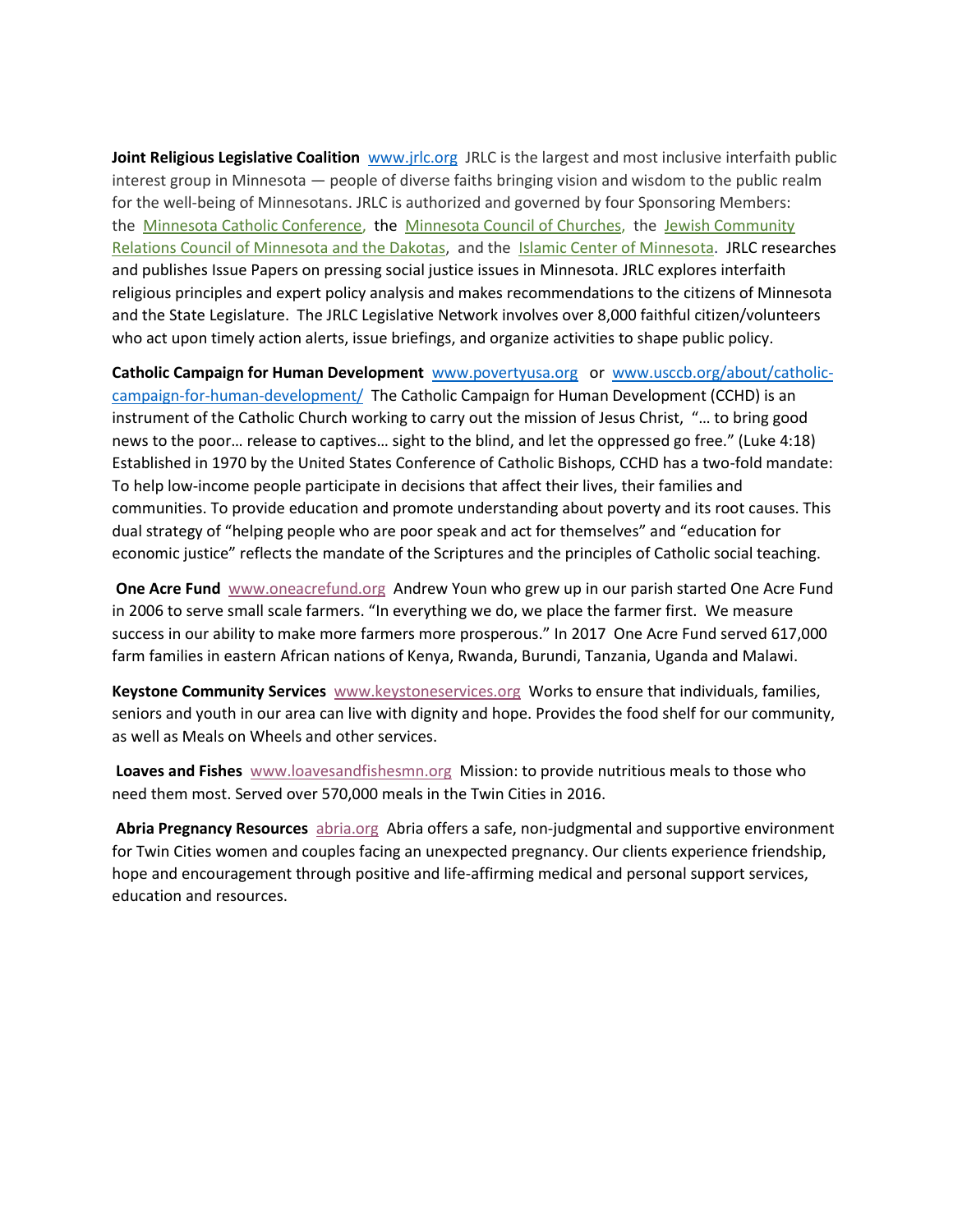**Joint Religious Legislative Coalition** [www.jrlc.org](http://www.jrlc.org) JRLC is the largest and most inclusive interfaith public interest group in Minnesota — people of diverse faiths bringing vision and wisdom to the public realm for the well-being of Minnesotans. JRLC is authorized and governed by four Sponsoring Members: the Minnesota Catholic Conference, the Minnesota Council of Churches, the Jewish Community Relations Council of Minnesota and the Dakotas, and the Islamic Center of Minnesota. JRLC researches and publishes Issue Papers on pressing social justice issues in Minnesota. JRLC explores interfaith religious principles and expert policy analysis and makes recommendations to the citizens of Minnesota and the State Legislature. The JRLC Legislative Network involves over 8,000 faithful citizen/volunteers who act upon timely action alerts, issue briefings, and organize activities to shape public policy.

**Catholic Campaign for Human Development** [www.povertyusa.org](http://www.povertyusa.org) or [www.usccb.org/about/catholic-campaign-for-human-development/](http://www.usccb.org/about/catholic-campaign-for-human-development/) The Catholic Campaign for Human Development (CCHD) is an instrument of the Catholic Church working to carry out the mission of Jesus Christ, "… to bring good news to the poor… release to captives… sight to the blind, and let the oppressed go free." (Luke 4:18) Established in 1970 by the United States Conference of Catholic Bishops, CCHD has a two-fold mandate: To help low-income people participate in decisions that affect their lives, their families and communities. To provide education and promote understanding about poverty and its root causes. This dual strategy of "helping people who are poor speak and act for themselves" and "education for economic justice" reflects the mandate of the Scriptures and the principles of Catholic social teaching.

**One Acre Fund** [www.oneacrefund.org](http://www.oneacrefund.org) Andrew Youn who grew up in our parish started One Acre Fund in 2006 to serve small scale farmers. "In everything we do, we place the farmer first. We measure success in our ability to make more farmers more prosperous." In 2017 One Acre Fund served 617,000 farm families in eastern African nations of Kenya, Rwanda, Burundi, Tanzania, Uganda and Malawi.

**Keystone Community Services** [www.keystoneservices.org](http://www.keystoneservices.org) Works to ensure that individuals, families, seniors and youth in our area can live with dignity and hope. Provides the food shelf for our community, as well as Meals on Wheels and other services.

**Loaves and Fishes** [www.loavesandfishesmn.org](http://www.loavesandfishesmn.org) Mission: to provide nutritious meals to those who need them most. Served over 570,000 meals in the Twin Cities in 2016.

**Abria Pregnancy Resources** [abria.org](http://abria.org) Abria offers a safe, non-judgmental and supportive environment for Twin Cities women and couples facing an unexpected pregnancy. Our clients experience friendship, hope and encouragement through positive and life-affirming medical and personal support services, education and resources.